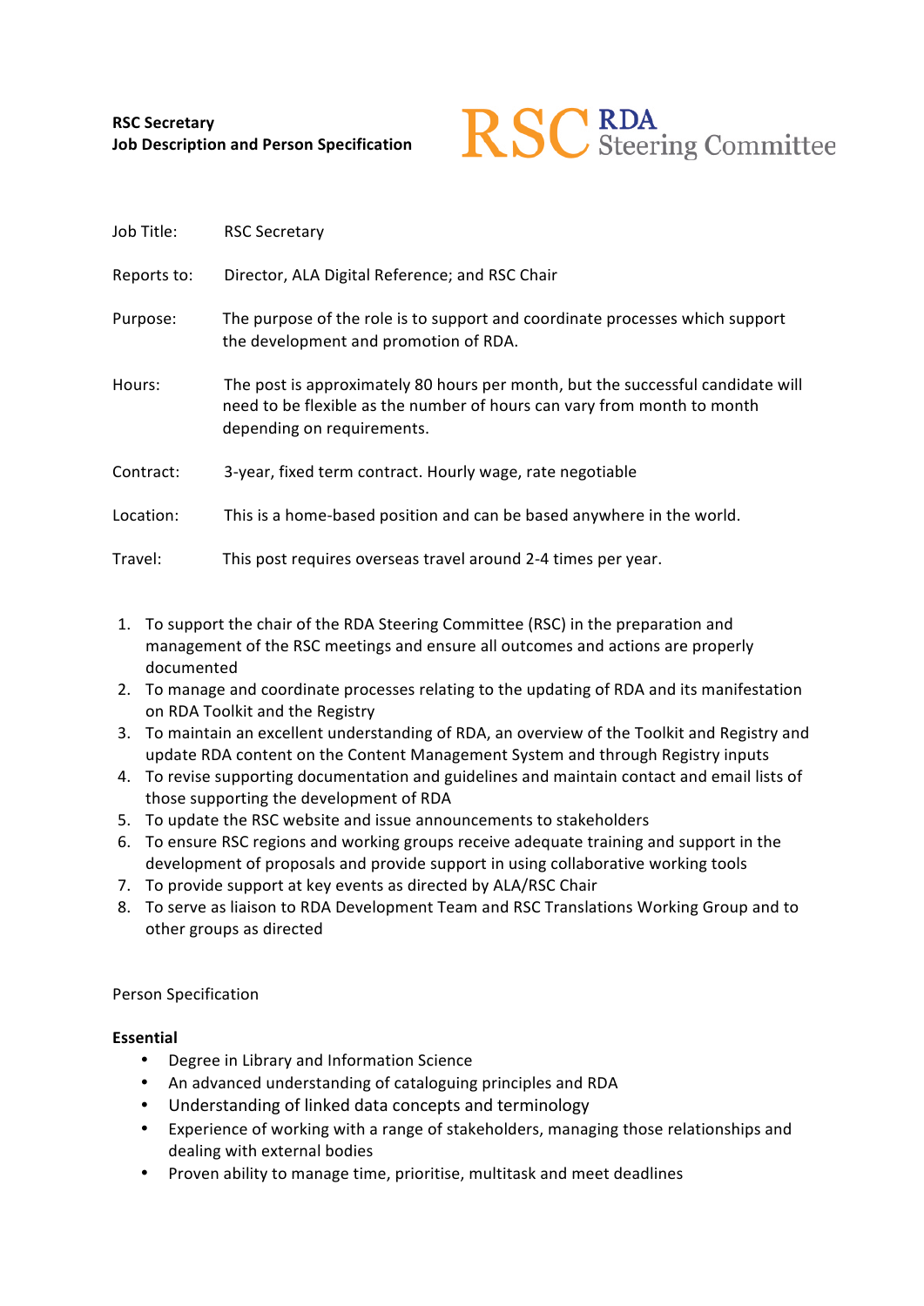**RSC Secretary**
**Job Description and Person Specification**

RSC RDA Steering Committee

| | |
|---|---|
| Job Title: | RSC Secretary |
| Reports to: | Director, ALA Digital Reference; and RSC Chair |
| Purpose: | The purpose of the role is to support and coordinate processes which support the development and promotion of RDA. |
| Hours: | The post is approximately 80 hours per month, but the successful candidate will need to be flexible as the number of hours can vary from month to month depending on requirements. |
| Contract: | 3-year, fixed term contract. Hourly wage, rate negotiable |
| Location: | This is a home-based position and can be based anywhere in the world. |
| Travel: | This post requires overseas travel around 2-4 times per year. |

1. To support the chair of the RDA Steering Committee (RSC) in the preparation and management of the RSC meetings and ensure all outcomes and actions are properly documented
2. To manage and coordinate processes relating to the updating of RDA and its manifestation on RDA Toolkit and the Registry
3. To maintain an excellent understanding of RDA, an overview of the Toolkit and Registry and update RDA content on the Content Management System and through Registry inputs
4. To revise supporting documentation and guidelines and maintain contact and email lists of those supporting the development of RDA
5. To update the RSC website and issue announcements to stakeholders
6. To ensure RSC regions and working groups receive adequate training and support in the development of proposals and provide support in using collaborative working tools
7. To provide support at key events as directed by ALA/RSC Chair
8. To serve as liaison to RDA Development Team and RSC Translations Working Group and to other groups as directed

Person Specification

**Essential**

- Degree in Library and Information Science
- An advanced understanding of cataloguing principles and RDA
- Understanding of linked data concepts and terminology
- Experience of working with a range of stakeholders, managing those relationships and dealing with external bodies
- Proven ability to manage time, prioritise, multitask and meet deadlines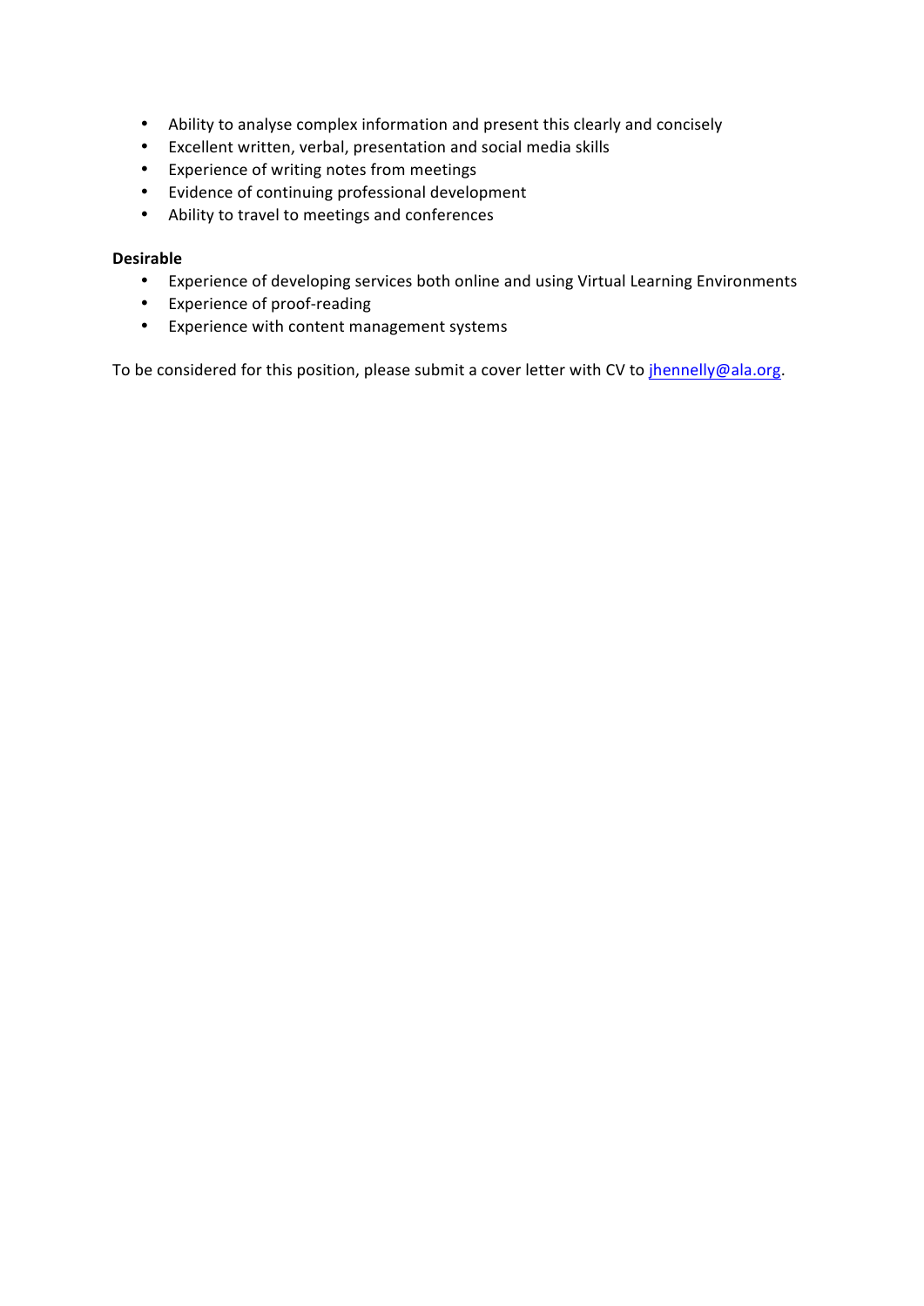- Ability to analyse complex information and present this clearly and concisely
- Excellent written, verbal, presentation and social media skills
- Experience of writing notes from meetings
- Evidence of continuing professional development
- Ability to travel to meetings and conferences

**Desirable**

- Experience of developing services both online and using Virtual Learning Environments
- Experience of proof-reading
- Experience with content management systems

To be considered for this position, please submit a cover letter with CV to jhennelly@ala.org.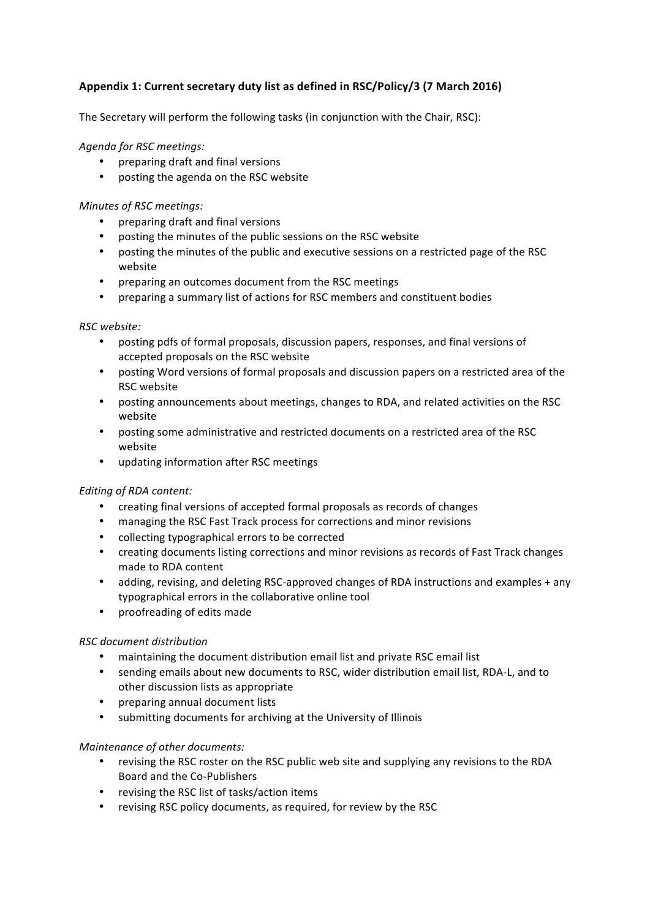**Appendix 1: Current secretary duty list as defined in RSC/Policy/3 (7 March 2016)**

The Secretary will perform the following tasks (in conjunction with the Chair, RSC):

*Agenda for RSC meetings:*

- preparing draft and final versions
- posting the agenda on the RSC website

*Minutes of RSC meetings:*

- preparing draft and final versions
- posting the minutes of the public sessions on the RSC website
- posting the minutes of the public and executive sessions on a restricted page of the RSC website
- preparing an outcomes document from the RSC meetings
- preparing a summary list of actions for RSC members and constituent bodies

*RSC website:*

- posting pdfs of formal proposals, discussion papers, responses, and final versions of accepted proposals on the RSC website
- posting Word versions of formal proposals and discussion papers on a restricted area of the RSC website
- posting announcements about meetings, changes to RDA, and related activities on the RSC website
- posting some administrative and restricted documents on a restricted area of the RSC website
- updating information after RSC meetings

*Editing of RDA content:*

- creating final versions of accepted formal proposals as records of changes
- managing the RSC Fast Track process for corrections and minor revisions
- collecting typographical errors to be corrected
- creating documents listing corrections and minor revisions as records of Fast Track changes made to RDA content
- adding, revising, and deleting RSC-approved changes of RDA instructions and examples + any typographical errors in the collaborative online tool
- proofreading of edits made

*RSC document distribution*

- maintaining the document distribution email list and private RSC email list
- sending emails about new documents to RSC, wider distribution email list, RDA-L, and to other discussion lists as appropriate
- preparing annual document lists
- submitting documents for archiving at the University of Illinois

*Maintenance of other documents:*

- revising the RSC roster on the RSC public web site and supplying any revisions to the RDA Board and the Co-Publishers
- revising the RSC list of tasks/action items
- revising RSC policy documents, as required, for review by the RSC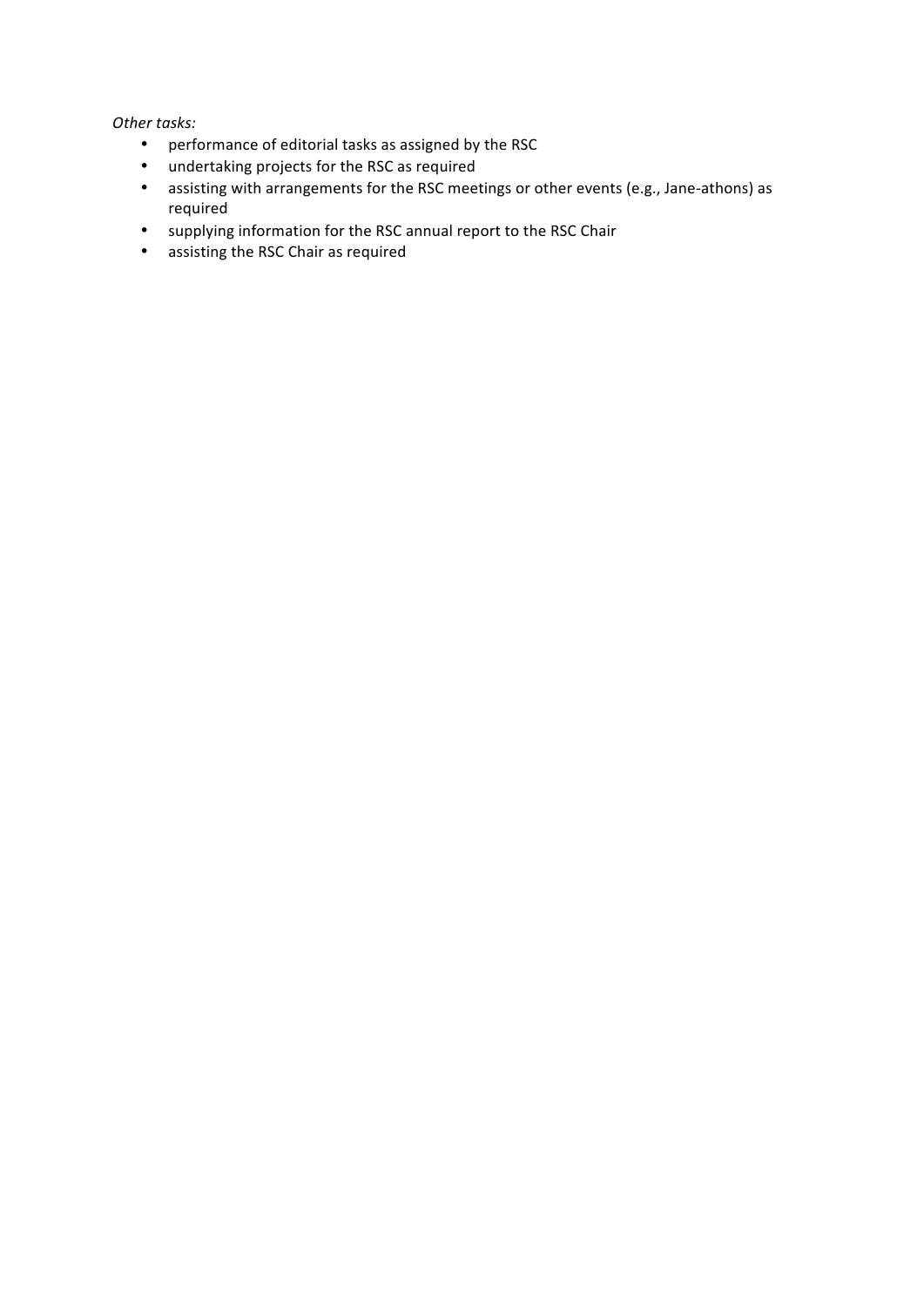*Other tasks:*

- performance of editorial tasks as assigned by the RSC
- undertaking projects for the RSC as required
- assisting with arrangements for the RSC meetings or other events (e.g., Jane-athons) as required
- supplying information for the RSC annual report to the RSC Chair
- assisting the RSC Chair as required